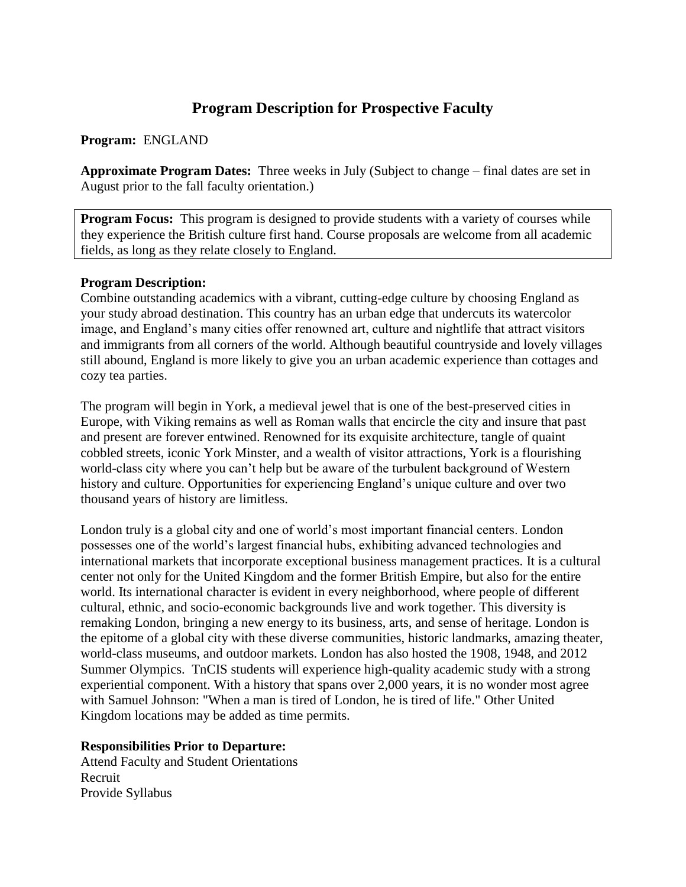# Program Description for Prospective Faculty

**Program:** ENGLAND

**Approximate Program Dates:** Three weeks in July (Subject to change – final dates are set in August prior to the fall faculty orientation.)

**Program Focus:** This program is designed to provide students with a variety of courses while they experience the British culture first hand. Course proposals are welcome from all academic fields, as long as they relate closely to England.

**Program Description:**
Combine outstanding academics with a vibrant, cutting-edge culture by choosing England as your study abroad destination. This country has an urban edge that undercuts its watercolor image, and England's many cities offer renowned art, culture and nightlife that attract visitors and immigrants from all corners of the world. Although beautiful countryside and lovely villages still abound, England is more likely to give you an urban academic experience than cottages and cozy tea parties.

The program will begin in York, a medieval jewel that is one of the best-preserved cities in Europe, with Viking remains as well as Roman walls that encircle the city and insure that past and present are forever entwined. Renowned for its exquisite architecture, tangle of quaint cobbled streets, iconic York Minster, and a wealth of visitor attractions, York is a flourishing world-class city where you can't help but be aware of the turbulent background of Western history and culture. Opportunities for experiencing England's unique culture and over two thousand years of history are limitless.

London truly is a global city and one of world's most important financial centers. London possesses one of the world's largest financial hubs, exhibiting advanced technologies and international markets that incorporate exceptional business management practices. It is a cultural center not only for the United Kingdom and the former British Empire, but also for the entire world. Its international character is evident in every neighborhood, where people of different cultural, ethnic, and socio-economic backgrounds live and work together. This diversity is remaking London, bringing a new energy to its business, arts, and sense of heritage. London is the epitome of a global city with these diverse communities, historic landmarks, amazing theater, world-class museums, and outdoor markets. London has also hosted the 1908, 1948, and 2012 Summer Olympics. TnCIS students will experience high-quality academic study with a strong experiential component. With a history that spans over 2,000 years, it is no wonder most agree with Samuel Johnson: "When a man is tired of London, he is tired of life." Other United Kingdom locations may be added as time permits.

**Responsibilities Prior to Departure:**
Attend Faculty and Student Orientations
Recruit
Provide Syllabus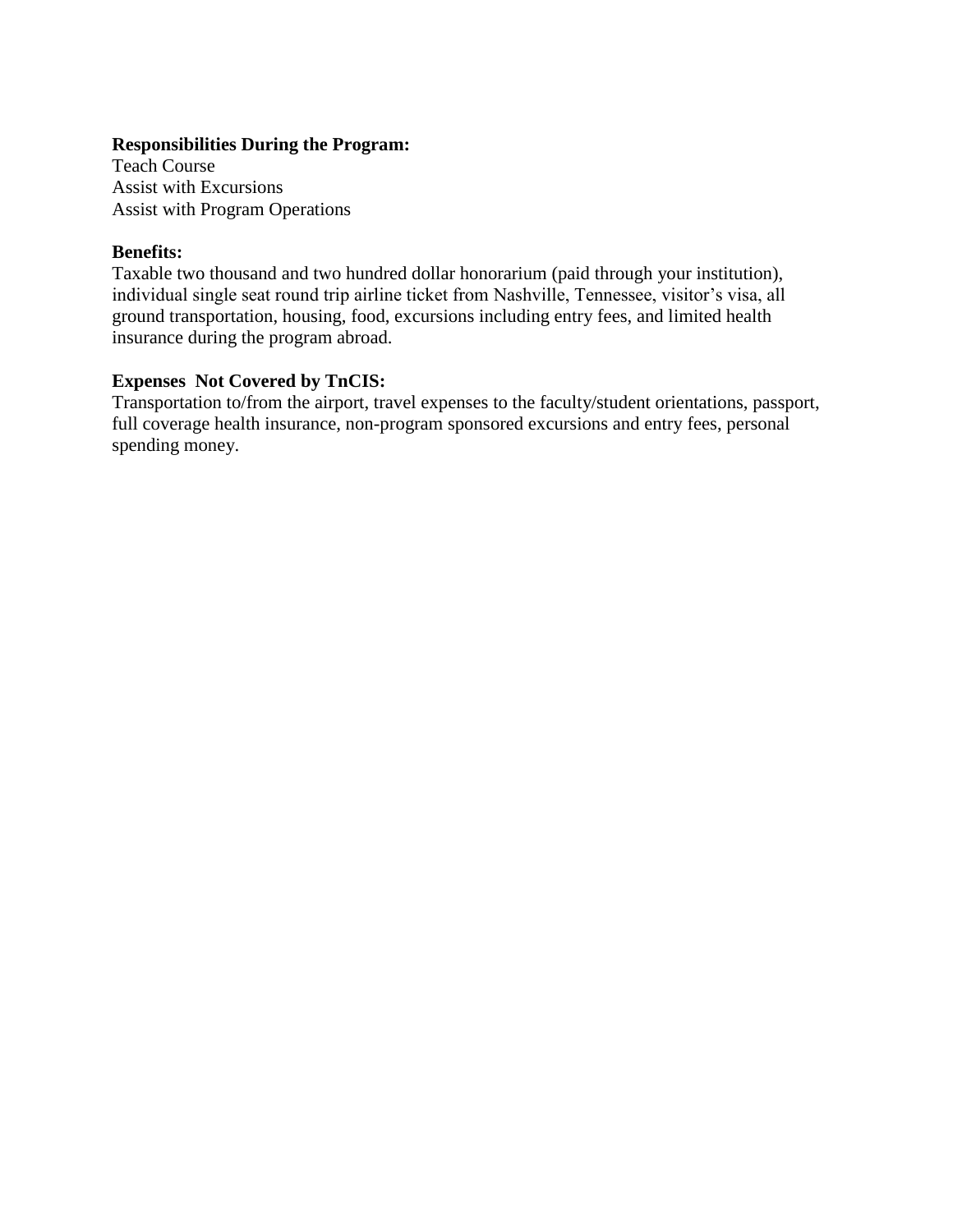**Responsibilities During the Program:**
Teach Course
Assist with Excursions
Assist with Program Operations

**Benefits:**
Taxable two thousand and two hundred dollar honorarium (paid through your institution), individual single seat round trip airline ticket from Nashville, Tennessee, visitor's visa, all ground transportation, housing, food, excursions including entry fees, and limited health insurance during the program abroad.

**Expenses Not Covered by TnCIS:**
Transportation to/from the airport, travel expenses to the faculty/student orientations, passport, full coverage health insurance, non-program sponsored excursions and entry fees, personal spending money.